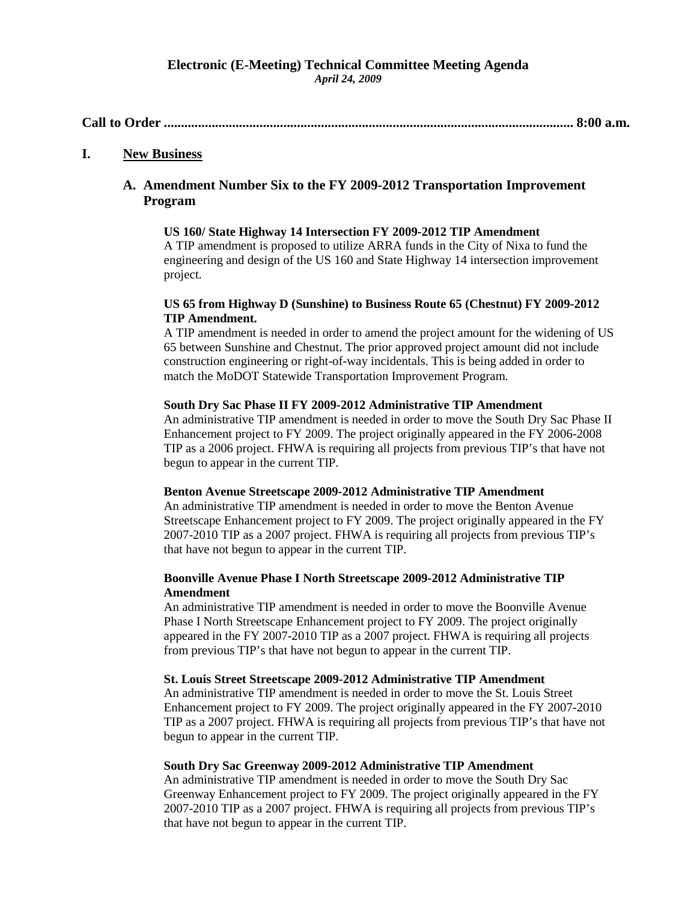# Electronic (E-Meeting) Technical Committee Meeting Agenda

*April 24, 2009*

**Call to Order ........................................................................................................................ 8:00 a.m.**

## I. New Business

### A. Amendment Number Six to the FY 2009-2012 Transportation Improvement Program

**US 160/ State Highway 14 Intersection FY 2009-2012 TIP Amendment**

A TIP amendment is proposed to utilize ARRA funds in the City of Nixa to fund the engineering and design of the US 160 and State Highway 14 intersection improvement project.

**US 65 from Highway D (Sunshine) to Business Route 65 (Chestnut) FY 2009-2012 TIP Amendment.**

A TIP amendment is needed in order to amend the project amount for the widening of US 65 between Sunshine and Chestnut. The prior approved project amount did not include construction engineering or right-of-way incidentals. This is being added in order to match the MoDOT Statewide Transportation Improvement Program.

**South Dry Sac Phase II FY 2009-2012 Administrative TIP Amendment**

An administrative TIP amendment is needed in order to move the South Dry Sac Phase II Enhancement project to FY 2009. The project originally appeared in the FY 2006-2008 TIP as a 2006 project. FHWA is requiring all projects from previous TIP's that have not begun to appear in the current TIP.

**Benton Avenue Streetscape 2009-2012 Administrative TIP Amendment**

An administrative TIP amendment is needed in order to move the Benton Avenue Streetscape Enhancement project to FY 2009. The project originally appeared in the FY 2007-2010 TIP as a 2007 project. FHWA is requiring all projects from previous TIP's that have not begun to appear in the current TIP.

**Boonville Avenue Phase I North Streetscape 2009-2012 Administrative TIP Amendment**

An administrative TIP amendment is needed in order to move the Boonville Avenue Phase I North Streetscape Enhancement project to FY 2009. The project originally appeared in the FY 2007-2010 TIP as a 2007 project. FHWA is requiring all projects from previous TIP's that have not begun to appear in the current TIP.

**St. Louis Street Streetscape 2009-2012 Administrative TIP Amendment**

An administrative TIP amendment is needed in order to move the St. Louis Street Enhancement project to FY 2009. The project originally appeared in the FY 2007-2010 TIP as a 2007 project. FHWA is requiring all projects from previous TIP's that have not begun to appear in the current TIP.

**South Dry Sac Greenway 2009-2012 Administrative TIP Amendment**

An administrative TIP amendment is needed in order to move the South Dry Sac Greenway Enhancement project to FY 2009. The project originally appeared in the FY 2007-2010 TIP as a 2007 project. FHWA is requiring all projects from previous TIP's that have not begun to appear in the current TIP.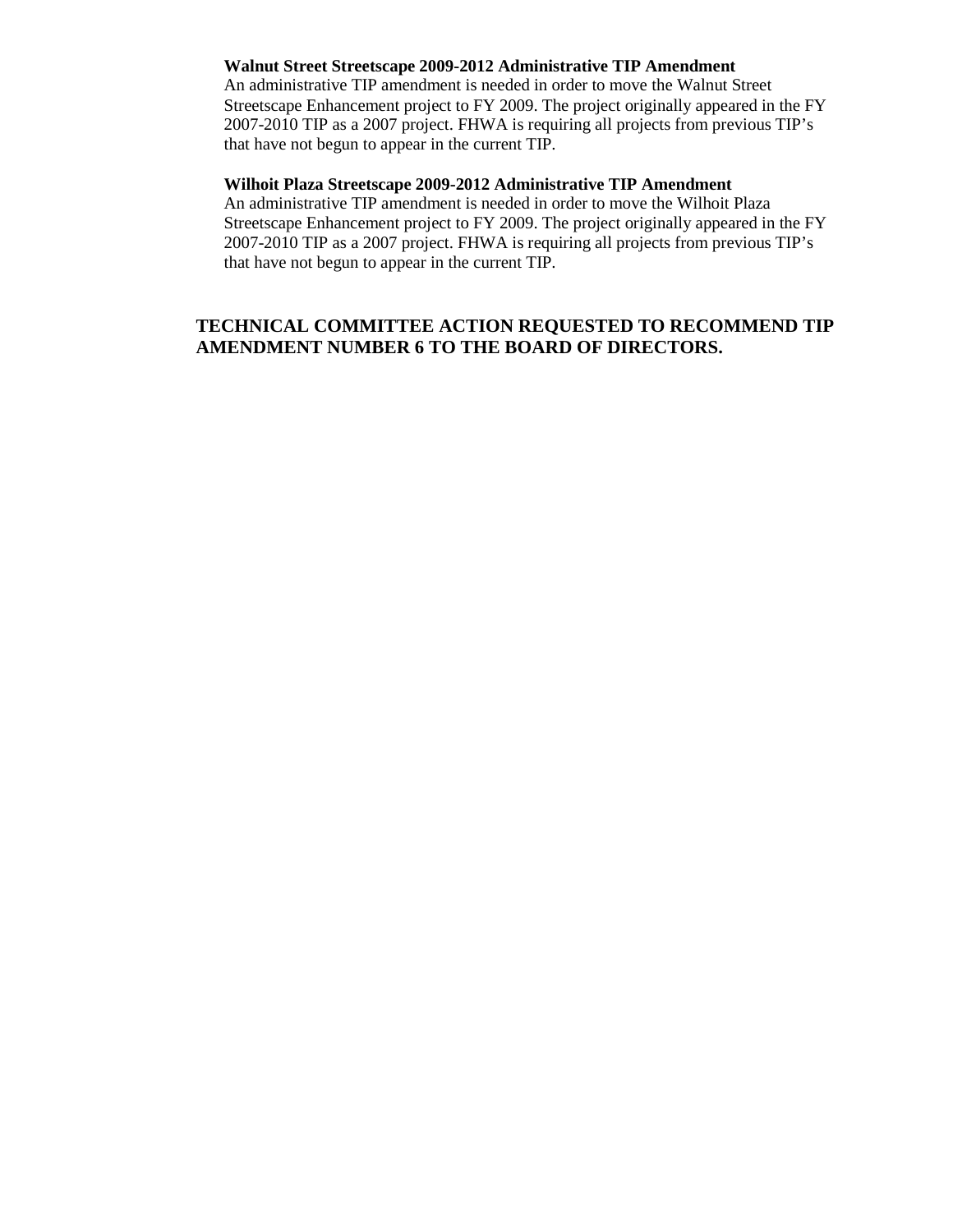**Walnut Street Streetscape 2009-2012 Administrative TIP Amendment**

An administrative TIP amendment is needed in order to move the Walnut Street Streetscape Enhancement project to FY 2009. The project originally appeared in the FY 2007-2010 TIP as a 2007 project. FHWA is requiring all projects from previous TIP's that have not begun to appear in the current TIP.

**Wilhoit Plaza Streetscape 2009-2012 Administrative TIP Amendment**

An administrative TIP amendment is needed in order to move the Wilhoit Plaza Streetscape Enhancement project to FY 2009. The project originally appeared in the FY 2007-2010 TIP as a 2007 project. FHWA is requiring all projects from previous TIP's that have not begun to appear in the current TIP.

**TECHNICAL COMMITTEE ACTION REQUESTED TO RECOMMEND TIP AMENDMENT NUMBER 6 TO THE BOARD OF DIRECTORS.**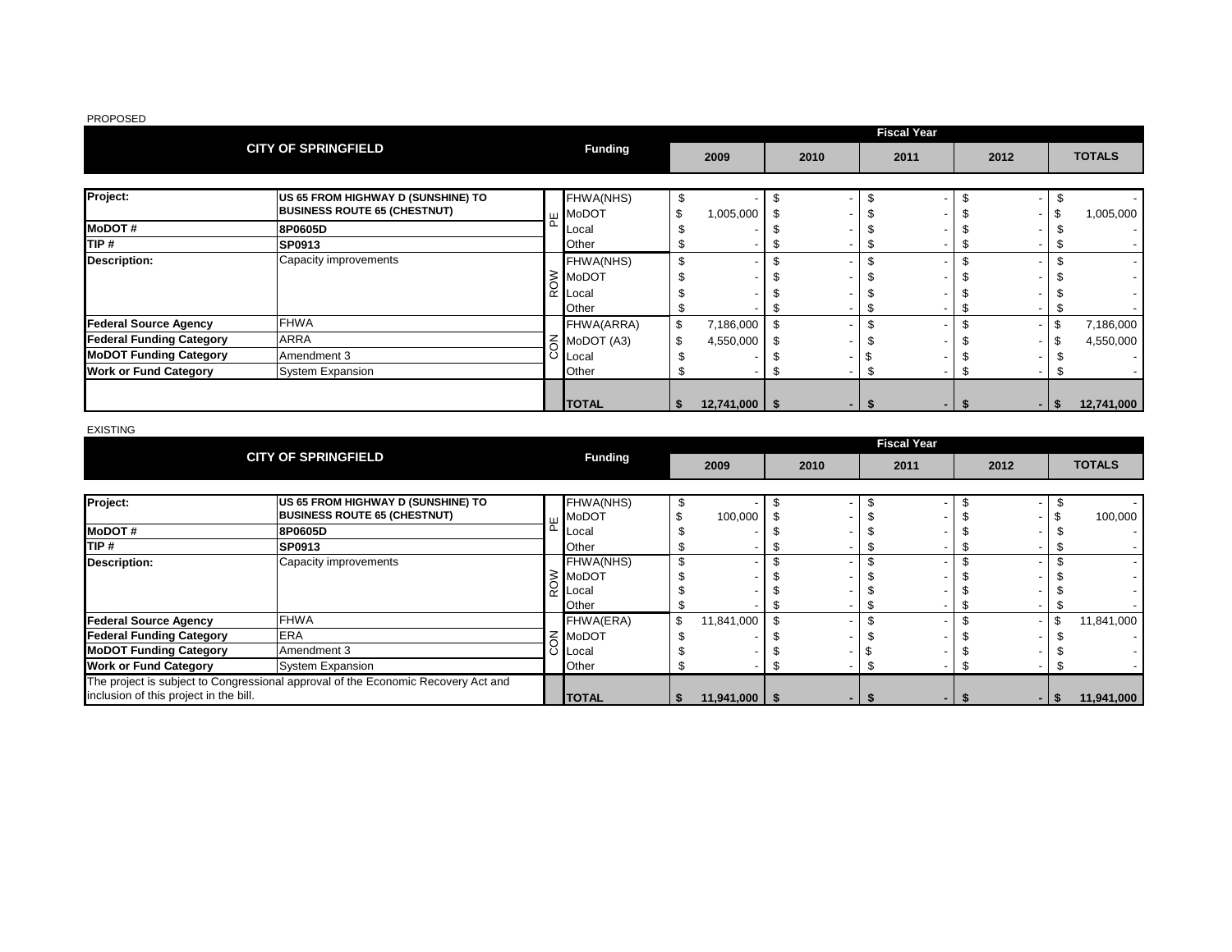PROPOSED

| CITY OF SPRINGFIELD | | | Funding | Fiscal Year 2009 | 2010 | 2011 | 2012 | TOTALS |
|---|---|---|---|---|---|---|---|---|
| **Project:** | **US 65 FROM HIGHWAY D (SUNSHINE) TO BUSINESS ROUTE 65 (CHESTNUT)** | PE | FHWA(NHS) | $ - | $ - | $ - | $ - | $ - |
| | | | MoDOT | $ 1,005,000 | $ - | $ - | $ - | $ 1,005,000 |
| **MoDOT #** | **8P0605D** | | Local | $ - | $ - | $ - | $ - | $ - |
| **TIP #** | **SP0913** | | Other | $ - | $ - | $ - | $ - | $ - |
| **Description:** | Capacity improvements | ROW | FHWA(NHS) | $ - | $ - | $ - | $ - | $ - |
| | | | MoDOT | $ - | $ - | $ - | $ - | $ - |
| | | | Local | $ - | $ - | $ - | $ - | $ - |
| | | | Other | $ - | $ - | $ - | $ - | $ - |
| **Federal Source Agency** | FHWA | CON | FHWA(ARRA) | $ 7,186,000 | $ - | $ - | $ - | $ 7,186,000 |
| **Federal Funding Category** | ARRA | | MoDOT (A3) | $ 4,550,000 | $ - | $ - | $ - | $ 4,550,000 |
| **MoDOT Funding Category** | Amendment 3 | | Local | $ - | $ - | $ - | $ - | $ - |
| **Work or Fund Category** | System Expansion | | Other | $ - | $ - | $ - | $ - | $ - |
| | | | **TOTAL** | **$ 12,741,000** | **$ -** | **$ -** | **$ -** | **$ 12,741,000** |

EXISTING

| CITY OF SPRINGFIELD | | | Funding | Fiscal Year 2009 | 2010 | 2011 | 2012 | TOTALS |
|---|---|---|---|---|---|---|---|---|
| **Project:** | **US 65 FROM HIGHWAY D (SUNSHINE) TO BUSINESS ROUTE 65 (CHESTNUT)** | PE | FHWA(NHS) | $ - | $ - | $ - | $ - | $ - |
| | | | MoDOT | $ 100,000 | $ - | $ - | $ - | $ 100,000 |
| **MoDOT #** | **8P0605D** | | Local | $ - | $ - | $ - | $ - | $ - |
| **TIP #** | **SP0913** | | Other | $ - | $ - | $ - | $ - | $ - |
| **Description:** | Capacity improvements | ROW | FHWA(NHS) | $ - | $ - | $ - | $ - | $ - |
| | | | MoDOT | $ - | $ - | $ - | $ - | $ - |
| | | | Local | $ - | $ - | $ - | $ - | $ - |
| | | | Other | $ - | $ - | $ - | $ - | $ - |
| **Federal Source Agency** | FHWA | CON | FHWA(ERA) | $ 11,841,000 | $ - | $ - | $ - | $ 11,841,000 |
| **Federal Funding Category** | ERA | | MoDOT | $ - | $ - | $ - | $ - | $ - |
| **MoDOT Funding Category** | Amendment 3 | | Local | $ - | $ - | $ - | $ - | $ - |
| **Work or Fund Category** | System Expansion | | Other | $ - | $ - | $ - | $ - | $ - |
| The project is subject to Congressional approval of the Economic Recovery Act and inclusion of this project in the bill. | | | **TOTAL** | **$ 11,941,000** | **$ -** | **$ -** | **$ -** | **$ 11,941,000** |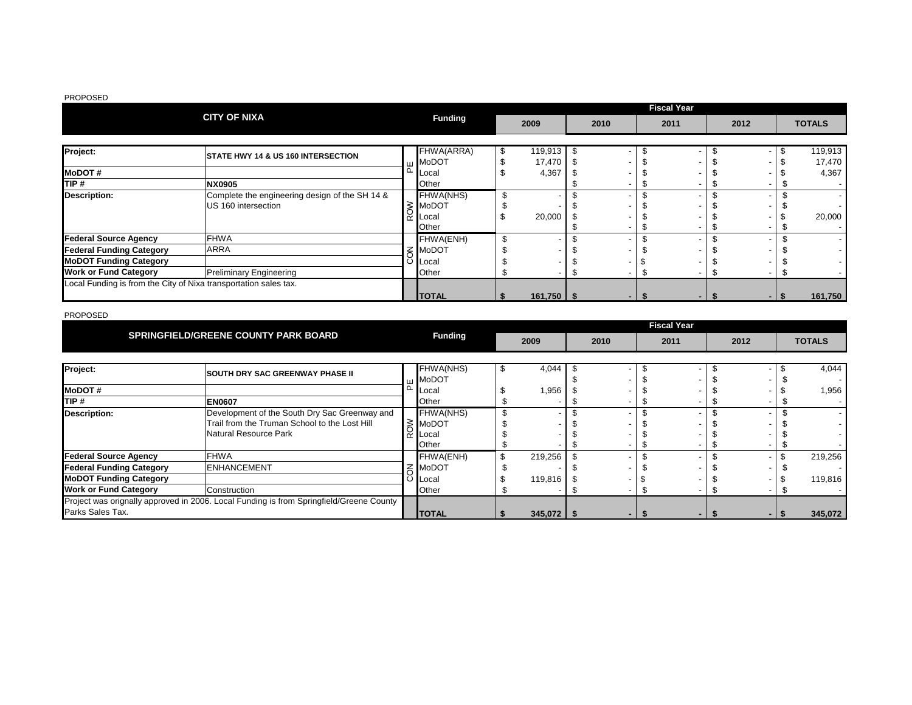PROPOSED

| CITY OF NIXA | | | Funding | Fiscal Year 2009 | 2010 | 2011 | 2012 | TOTALS |
|---|---|---|---|---|---|---|---|---|
| **Project:** | **STATE HWY 14 & US 160 INTERSECTION** | PE | FHWA(ARRA) | $ 119,913 | $ - | $ - | $ - | $ 119,913 |
| | | | MoDOT | $ 17,470 | $ - | $ - | $ - | $ 17,470 |
| **MoDOT #** | | | Local | $ 4,367 | $ - | $ - | $ - | $ 4,367 |
| **TIP #** | **NX0905** | | Other | | $ - | $ - | $ - | $ - |
| **Description:** | Complete the engineering design of the SH 14 & US 160 intersection | ROW | FHWA(NHS) | $ - | $ - | $ - | $ - | $ - |
| | | | MoDOT | $ - | $ - | $ - | $ - | $ - |
| | | | Local | $ 20,000 | $ - | $ - | $ - | $ 20,000 |
| | | | Other | | $ - | $ - | $ - | $ - |
| **Federal Source Agency** | FHWA | CON | FHWA(ENH) | $ - | $ - | $ - | $ - | $ - |
| **Federal Funding Category** | ARRA | | MoDOT | $ - | $ - | $ - | $ - | $ - |
| **MoDOT Funding Category** | | | Local | $ - | $ - | $ - | $ - | $ - |
| **Work or Fund Category** | Preliminary Engineering | | Other | $ - | $ - | $ - | $ - | $ - |
| Local Funding is from the City of Nixa transportation sales tax. | | | **TOTAL** | **$ 161,750** | **$ -** | **$ -** | **$ -** | **$ 161,750** |

PROPOSED

| SPRINGFIELD/GREENE COUNTY PARK BOARD | | | Funding | Fiscal Year 2009 | 2010 | 2011 | 2012 | TOTALS |
|---|---|---|---|---|---|---|---|---|
| **Project:** | **SOUTH DRY SAC GREENWAY PHASE II** | PE | FHWA(NHS) | $ 4,044 | $ - | $ - | $ - | $ 4,044 |
| | | | MoDOT | | $ - | $ - | $ - | $ - |
| **MoDOT #** | | | Local | $ 1,956 | $ - | $ - | $ - | $ 1,956 |
| **TIP #** | **EN0607** | | Other | $ - | $ - | $ - | $ - | $ - |
| **Description:** | Development of the South Dry Sac Greenway and Trail from the Truman School to the Lost Hill Natural Resource Park | ROW | FHWA(NHS) | $ - | $ - | $ - | $ - | $ - |
| | | | MoDOT | $ - | $ - | $ - | $ - | $ - |
| | | | Local | $ - | $ - | $ - | $ - | $ - |
| | | | Other | $ - | $ - | $ - | $ - | $ - |
| **Federal Source Agency** | FHWA | CON | FHWA(ENH) | $ 219,256 | $ - | $ - | $ - | $ 219,256 |
| **Federal Funding Category** | ENHANCEMENT | | MoDOT | $ - | $ - | $ - | $ - | $ - |
| **MoDOT Funding Category** | | | Local | $ 119,816 | $ - | $ - | $ - | $ 119,816 |
| **Work or Fund Category** | Construction | | Other | $ - | $ - | $ - | $ - | $ - |
| Project was orignally approved in 2006. Local Funding is from Springfield/Greene County Parks Sales Tax. | | | **TOTAL** | **$ 345,072** | **$ -** | **$ -** | **$ -** | **$ 345,072** |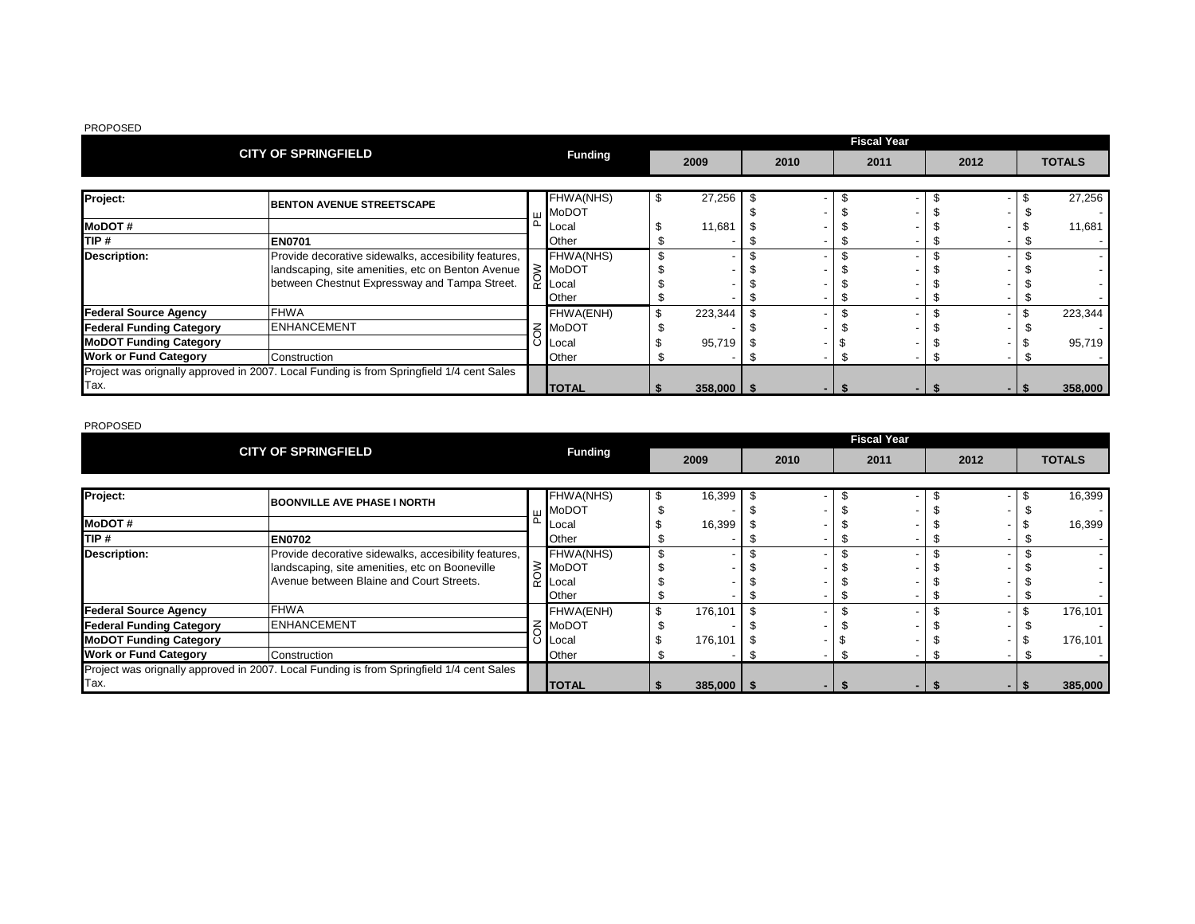PROPOSED

| CITY OF SPRINGFIELD | | | Funding | Fiscal Year | | | | |
|---|---|---|---|---|---|---|---|---|
| | | | | 2009 | 2010 | 2011 | 2012 | TOTALS |
| **Project:** | **BENTON AVENUE STREETSCAPE** | PE | FHWA(NHS) | $ 27,256 | $ - | $ - | $ - | $ 27,256 |
| | | | MoDOT | | $ - | $ - | $ - | $ - |
| **MoDOT #** | | | Local | $ 11,681 | $ - | $ - | $ - | $ 11,681 |
| **TIP #** | **EN0701** | | Other | $ - | $ - | $ - | $ - | $ - |
| **Description:** | Provide decorative sidewalks, accesibility features, landscaping, site amenities, etc on Benton Avenue between Chestnut Expressway and Tampa Street. | ROW | FHWA(NHS) | $ - | $ - | $ - | $ - | $ - |
| | | | MoDOT | $ - | $ - | $ - | $ - | $ - |
| | | | Local | $ - | $ - | $ - | $ - | $ - |
| | | | Other | $ - | $ - | $ - | $ - | $ - |
| **Federal Source Agency** | FHWA | CON | FHWA(ENH) | $ 223,344 | $ - | $ - | $ - | $ 223,344 |
| **Federal Funding Category** | ENHANCEMENT | | MoDOT | $ - | $ - | $ - | $ - | $ - |
| **MoDOT Funding Category** | | | Local | $ 95,719 | $ - | $ - | $ - | $ 95,719 |
| **Work or Fund Category** | Construction | | Other | $ - | $ - | $ - | $ - | $ - |
| Project was orignally approved in 2007. Local Funding is from Springfield 1/4 cent Sales Tax. | | | **TOTAL** | **$ 358,000** | **$ -** | **$ -** | **$ -** | **$ 358,000** |

PROPOSED

| CITY OF SPRINGFIELD | | | Funding | Fiscal Year | | | | |
|---|---|---|---|---|---|---|---|---|
| | | | | 2009 | 2010 | 2011 | 2012 | TOTALS |
| **Project:** | **BOONVILLE AVE PHASE I NORTH** | PE | FHWA(NHS) | $ 16,399 | $ - | $ - | $ - | $ 16,399 |
| | | | MoDOT | $ - | $ - | $ - | $ - | $ - |
| **MoDOT #** | | | Local | $ 16,399 | $ - | $ - | $ - | $ 16,399 |
| **TIP #** | **EN0702** | | Other | $ - | $ - | $ - | $ - | $ - |
| **Description:** | Provide decorative sidewalks, accesibility features, landscaping, site amenities, etc on Booneville Avenue between Blaine and Court Streets. | ROW | FHWA(NHS) | $ - | $ - | $ - | $ - | $ - |
| | | | MoDOT | $ - | $ - | $ - | $ - | $ - |
| | | | Local | $ - | $ - | $ - | $ - | $ - |
| | | | Other | $ - | $ - | $ - | $ - | $ - |
| **Federal Source Agency** | FHWA | CON | FHWA(ENH) | $ 176,101 | $ - | $ - | $ - | $ 176,101 |
| **Federal Funding Category** | ENHANCEMENT | | MoDOT | $ - | $ - | $ - | $ - | $ - |
| **MoDOT Funding Category** | | | Local | $ 176,101 | $ - | $ - | $ - | $ 176,101 |
| **Work or Fund Category** | Construction | | Other | $ - | $ - | $ - | $ - | $ - |
| Project was orignally approved in 2007. Local Funding is from Springfield 1/4 cent Sales Tax. | | | **TOTAL** | **$ 385,000** | **$ -** | **$ -** | **$ -** | **$ 385,000** |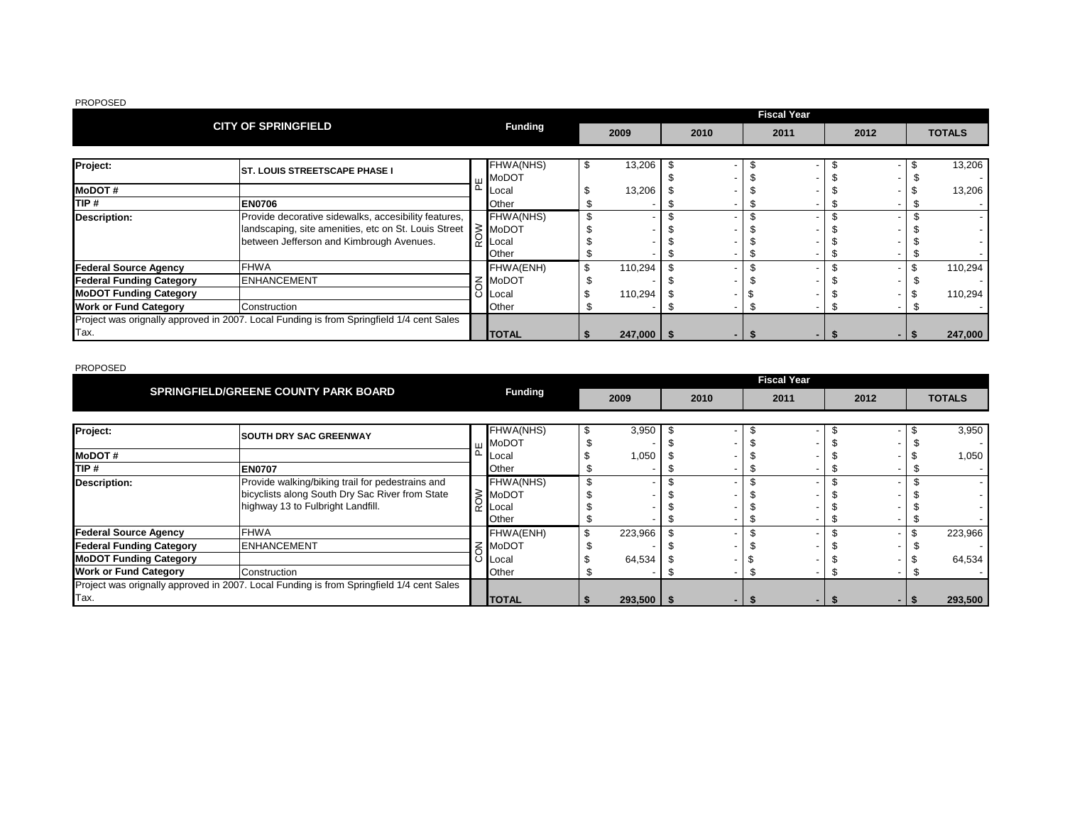PROPOSED

| CITY OF SPRINGFIELD | | | Funding | Fiscal Year 2009 | 2010 | 2011 | 2012 | TOTALS |
|---|---|---|---|---|---|---|---|---|
| **Project:** | **ST. LOUIS STREETSCAPE PHASE I** | PE | FHWA(NHS) | $ 13,206 | $ - | $ - | $ - | $ 13,206 |
| | | PE | MoDOT | | $ - | $ - | $ - | $ - |
| **MoDOT #** | | PE | Local | $ 13,206 | $ - | $ - | $ - | $ 13,206 |
| **TIP #** | **EN0706** | PE | Other | $ - | $ - | $ - | $ - | $ - |
| **Description:** | Provide decorative sidewalks, accesibility features, landscaping, site amenities, etc on St. Louis Street between Jefferson and Kimbrough Avenues. | ROW | FHWA(NHS) | $ - | $ - | $ - | $ - | $ - |
| | | ROW | MoDOT | $ - | $ - | $ - | $ - | $ - |
| | | ROW | Local | $ - | $ - | $ - | $ - | $ - |
| | | ROW | Other | $ - | $ - | $ - | $ - | $ - |
| **Federal Source Agency** | FHWA | CON | FHWA(ENH) | $ 110,294 | $ - | $ - | $ - | $ 110,294 |
| **Federal Funding Category** | ENHANCEMENT | CON | MoDOT | $ - | $ - | $ - | $ - | $ - |
| **MoDOT Funding Category** | | CON | Local | $ 110,294 | $ - | $ - | $ - | $ 110,294 |
| **Work or Fund Category** | Construction | CON | Other | $ - | $ - | $ - | $ - | $ - |
| Project was orignally approved in 2007. Local Funding is from Springfield 1/4 cent Sales Tax. | | | **TOTAL** | **$ 247,000** | **$ -** | **$ -** | **$ -** | **$ 247,000** |

PROPOSED

| SPRINGFIELD/GREENE COUNTY PARK BOARD | | | Funding | Fiscal Year 2009 | 2010 | 2011 | 2012 | TOTALS |
|---|---|---|---|---|---|---|---|---|
| **Project:** | **SOUTH DRY SAC GREENWAY** | PE | FHWA(NHS) | $ 3,950 | $ - | $ - | $ - | $ 3,950 |
| | | PE | MoDOT | $ - | $ - | $ - | $ - | $ - |
| **MoDOT #** | | PE | Local | $ 1,050 | $ - | $ - | $ - | $ 1,050 |
| **TIP #** | **EN0707** | PE | Other | $ - | $ - | $ - | $ - | $ - |
| **Description:** | Provide walking/biking trail for pedestrains and bicyclists along South Dry Sac River from State highway 13 to Fulbright Landfill. | ROW | FHWA(NHS) | $ - | $ - | $ - | $ - | $ - |
| | | ROW | MoDOT | $ - | $ - | $ - | $ - | $ - |
| | | ROW | Local | $ - | $ - | $ - | $ - | $ - |
| | | ROW | Other | $ - | $ - | $ - | $ - | $ - |
| **Federal Source Agency** | FHWA | CON | FHWA(ENH) | $ 223,966 | $ - | $ - | $ - | $ 223,966 |
| **Federal Funding Category** | ENHANCEMENT | CON | MoDOT | $ - | $ - | $ - | $ - | $ - |
| **MoDOT Funding Category** | | CON | Local | $ 64,534 | $ - | $ - | $ - | $ 64,534 |
| **Work or Fund Category** | Construction | CON | Other | $ - | $ - | $ - | $ - | $ - |
| Project was orignally approved in 2007. Local Funding is from Springfield 1/4 cent Sales Tax. | | | **TOTAL** | **$ 293,500** | **$ -** | **$ -** | **$ -** | **$ 293,500** |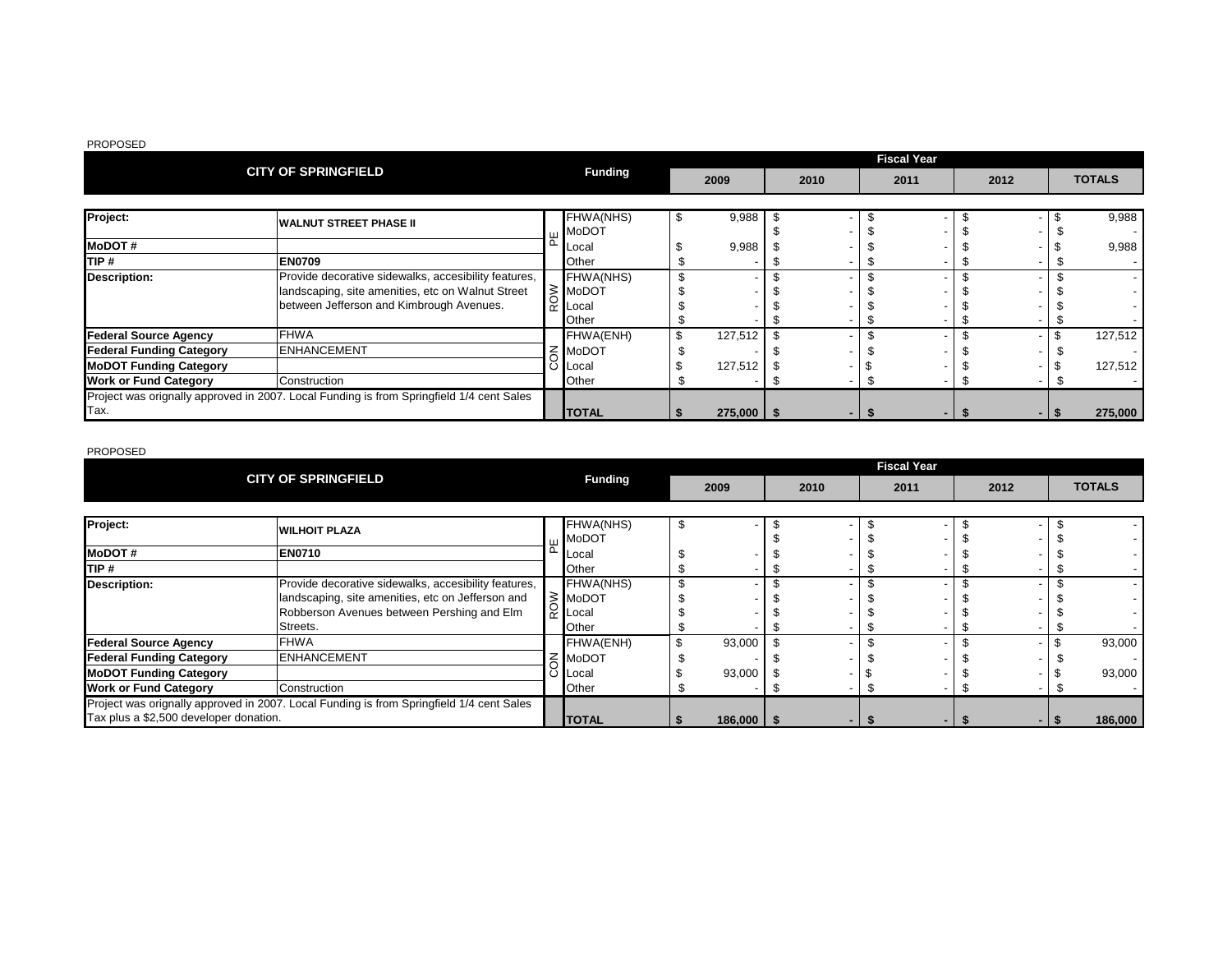PROPOSED

| CITY OF SPRINGFIELD | | | Funding | Fiscal Year 2009 | 2010 | 2011 | 2012 | TOTALS |
|---|---|---|---|---|---|---|---|---|
| **Project:** | **WALNUT STREET PHASE II** | PE | FHWA(NHS) | $ 9,988 | $ - | $ - | $ - | $ 9,988 |
| | | | MoDOT | | $ - | $ - | $ - | $ - |
| **MoDOT #** | | | Local | $ 9,988 | $ - | $ - | $ - | $ 9,988 |
| **TIP #** | **EN0709** | | Other | $ - | $ - | $ - | $ - | $ - |
| **Description:** | Provide decorative sidewalks, accesibility features, landscaping, site amenities, etc on Walnut Street between Jefferson and Kimbrough Avenues. | ROW | FHWA(NHS) | $ - | $ - | $ - | $ - | $ - |
| | | | MoDOT | $ - | $ - | $ - | $ - | $ - |
| | | | Local | $ - | $ - | $ - | $ - | $ - |
| | | | Other | $ - | $ - | $ - | $ - | $ - |
| **Federal Source Agency** | FHWA | CON | FHWA(ENH) | $ 127,512 | $ - | $ - | $ - | $ 127,512 |
| **Federal Funding Category** | ENHANCEMENT | | MoDOT | $ - | $ - | $ - | $ - | $ - |
| **MoDOT Funding Category** | | | Local | $ 127,512 | $ - | $ - | $ - | $ 127,512 |
| **Work or Fund Category** | Construction | | Other | $ - | $ - | $ - | $ - | $ - |
| Project was orignally approved in 2007. Local Funding is from Springfield 1/4 cent Sales Tax. | | | **TOTAL** | **$ 275,000** | **$ -** | **$ -** | **$ -** | **$ 275,000** |

PROPOSED

| CITY OF SPRINGFIELD | | | Funding | Fiscal Year 2009 | 2010 | 2011 | 2012 | TOTALS |
|---|---|---|---|---|---|---|---|---|
| **Project:** | **WILHOIT PLAZA** | PE | FHWA(NHS) | $ - | $ - | $ - | $ - | $ - |
| | | | MoDOT | | $ - | $ - | $ - | $ - |
| **MoDOT #** | **EN0710** | | Local | $ - | $ - | $ - | $ - | $ - |
| **TIP #** | | | Other | $ - | $ - | $ - | $ - | $ - |
| **Description:** | Provide decorative sidewalks, accesibility features, landscaping, site amenities, etc on Jefferson and Robberson Avenues between Pershing and Elm Streets. | ROW | FHWA(NHS) | $ - | $ - | $ - | $ - | $ - |
| | | | MoDOT | $ - | $ - | $ - | $ - | $ - |
| | | | Local | $ - | $ - | $ - | $ - | $ - |
| | | | Other | $ - | $ - | $ - | $ - | $ - |
| **Federal Source Agency** | FHWA | CON | FHWA(ENH) | $ 93,000 | $ - | $ - | $ - | $ 93,000 |
| **Federal Funding Category** | ENHANCEMENT | | MoDOT | $ - | $ - | $ - | $ - | $ - |
| **MoDOT Funding Category** | | | Local | $ 93,000 | $ - | $ - | $ - | $ 93,000 |
| **Work or Fund Category** | Construction | | Other | $ - | $ - | $ - | $ - | $ - |
| Project was orignally approved in 2007. Local Funding is from Springfield 1/4 cent Sales Tax plus a $2,500 developer donation. | | | **TOTAL** | **$ 186,000** | **$ -** | **$ -** | **$ -** | **$ 186,000** |